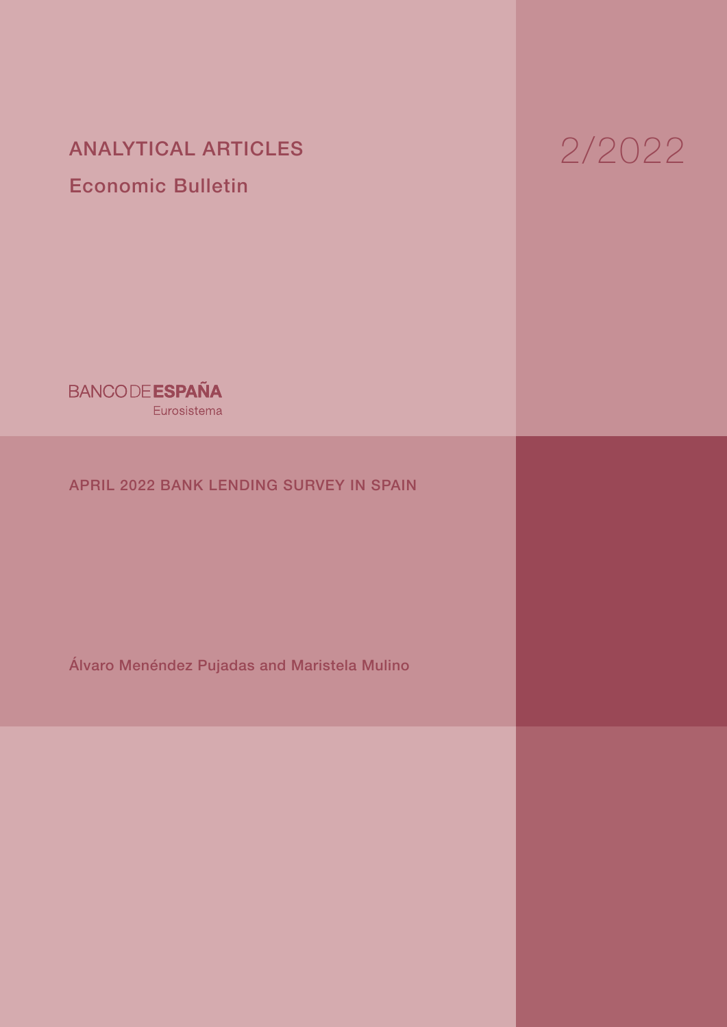ANALYTICAL ARTICLES

Economic Bulletin

2/2022

BANCO DE ESPAÑA

Eurosistema

# APRIL 2022 BANK LENDING SURVEY IN SPAIN

Álvaro Menéndez Pujadas and Maristela Mulino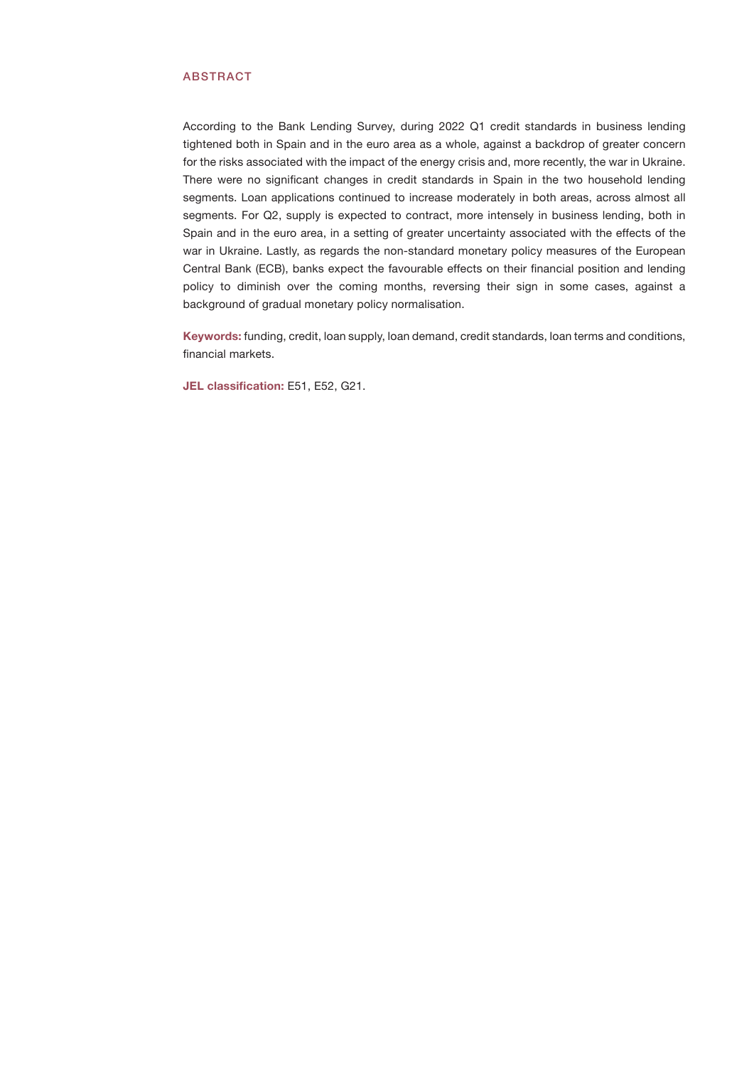## ABSTRACT

According to the Bank Lending Survey, during 2022 Q1 credit standards in business lending tightened both in Spain and in the euro area as a whole, against a backdrop of greater concern for the risks associated with the impact of the energy crisis and, more recently, the war in Ukraine. There were no significant changes in credit standards in Spain in the two household lending segments. Loan applications continued to increase moderately in both areas, across almost all segments. For Q2, supply is expected to contract, more intensely in business lending, both in Spain and in the euro area, in a setting of greater uncertainty associated with the effects of the war in Ukraine. Lastly, as regards the non-standard monetary policy measures of the European Central Bank (ECB), banks expect the favourable effects on their financial position and lending policy to diminish over the coming months, reversing their sign in some cases, against a background of gradual monetary policy normalisation.

**Keywords:** funding, credit, loan supply, loan demand, credit standards, loan terms and conditions, financial markets.

**JEL classification:** E51, E52, G21.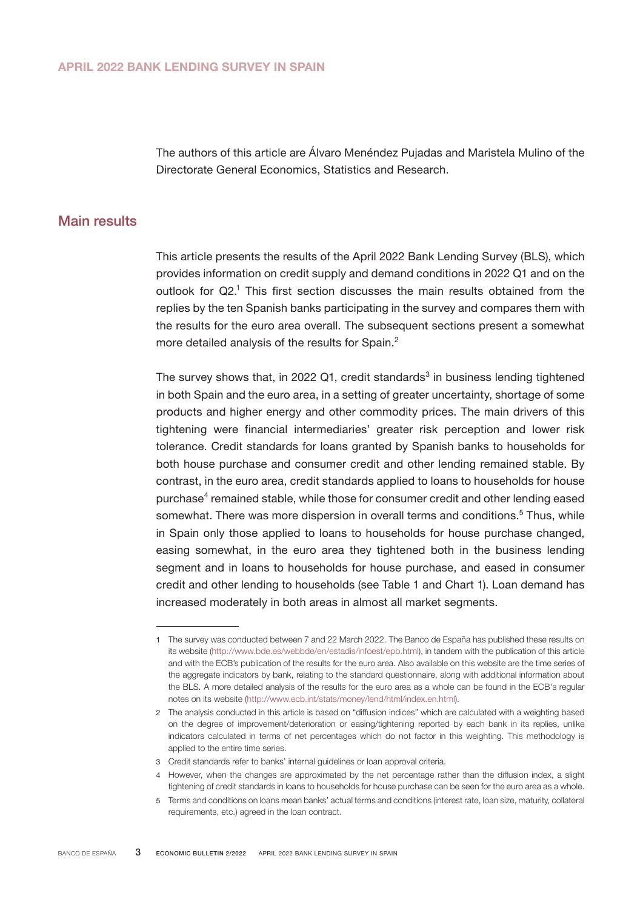# APRIL 2022 BANK LENDING SURVEY IN SPAIN

The authors of this article are Álvaro Menéndez Pujadas and Maristela Mulino of the Directorate General Economics, Statistics and Research.

## Main results

This article presents the results of the April 2022 Bank Lending Survey (BLS), which provides information on credit supply and demand conditions in 2022 Q1 and on the outlook for Q2.[1] This first section discusses the main results obtained from the replies by the ten Spanish banks participating in the survey and compares them with the results for the euro area overall. The subsequent sections present a somewhat more detailed analysis of the results for Spain.[2]

The survey shows that, in 2022 Q1, credit standards[3] in business lending tightened in both Spain and the euro area, in a setting of greater uncertainty, shortage of some products and higher energy and other commodity prices. The main drivers of this tightening were financial intermediaries' greater risk perception and lower risk tolerance. Credit standards for loans granted by Spanish banks to households for both house purchase and consumer credit and other lending remained stable. By contrast, in the euro area, credit standards applied to loans to households for house purchase[4] remained stable, while those for consumer credit and other lending eased somewhat. There was more dispersion in overall terms and conditions.[5] Thus, while in Spain only those applied to loans to households for house purchase changed, easing somewhat, in the euro area they tightened both in the business lending segment and in loans to households for house purchase, and eased in consumer credit and other lending to households (see Table 1 and Chart 1). Loan demand has increased moderately in both areas in almost all market segments.

---

1 The survey was conducted between 7 and 22 March 2022. The Banco de España has published these results on its website (http://www.bde.es/webbde/en/estadis/infoest/epb.html), in tandem with the publication of this article and with the ECB's publication of the results for the euro area. Also available on this website are the time series of the aggregate indicators by bank, relating to the standard questionnaire, along with additional information about the BLS. A more detailed analysis of the results for the euro area as a whole can be found in the ECB's regular notes on its website (http://www.ecb.int/stats/money/lend/html/index.en.html).

2 The analysis conducted in this article is based on "diffusion indices" which are calculated with a weighting based on the degree of improvement/deterioration or easing/tightening reported by each bank in its replies, unlike indicators calculated in terms of net percentages which do not factor in this weighting. This methodology is applied to the entire time series.

3 Credit standards refer to banks' internal guidelines or loan approval criteria.

4 However, when the changes are approximated by the net percentage rather than the diffusion index, a slight tightening of credit standards in loans to households for house purchase can be seen for the euro area as a whole.

5 Terms and conditions on loans mean banks' actual terms and conditions (interest rate, loan size, maturity, collateral requirements, etc.) agreed in the loan contract.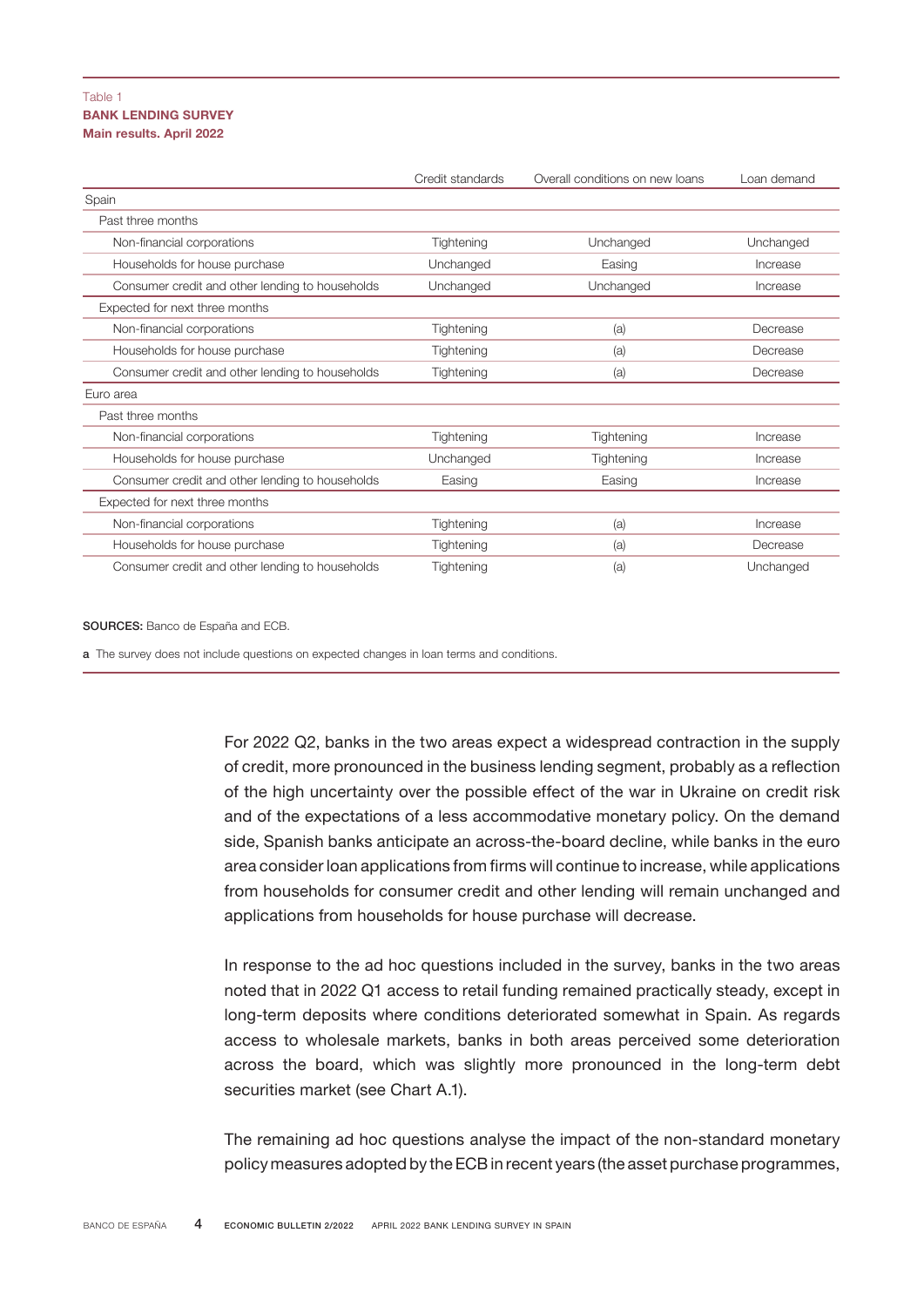Table 1
**BANK LENDING SURVEY**
**Main results. April 2022**

| | Credit standards | Overall conditions on new loans | Loan demand |
|---|---|---|---|
| Spain | | | |
| Past three months | | | |
| Non-financial corporations | Tightening | Unchanged | Unchanged |
| Households for house purchase | Unchanged | Easing | Increase |
| Consumer credit and other lending to households | Unchanged | Unchanged | Increase |
| Expected for next three months | | | |
| Non-financial corporations | Tightening | (a) | Decrease |
| Households for house purchase | Tightening | (a) | Decrease |
| Consumer credit and other lending to households | Tightening | (a) | Decrease |
| Euro area | | | |
| Past three months | | | |
| Non-financial corporations | Tightening | Tightening | Increase |
| Households for house purchase | Unchanged | Tightening | Increase |
| Consumer credit and other lending to households | Easing | Easing | Increase |
| Expected for next three months | | | |
| Non-financial corporations | Tightening | (a) | Increase |
| Households for house purchase | Tightening | (a) | Decrease |
| Consumer credit and other lending to households | Tightening | (a) | Unchanged |

**SOURCES:** Banco de España and ECB.

**a** The survey does not include questions on expected changes in loan terms and conditions.

For 2022 Q2, banks in the two areas expect a widespread contraction in the supply of credit, more pronounced in the business lending segment, probably as a reflection of the high uncertainty over the possible effect of the war in Ukraine on credit risk and of the expectations of a less accommodative monetary policy. On the demand side, Spanish banks anticipate an across-the-board decline, while banks in the euro area consider loan applications from firms will continue to increase, while applications from households for consumer credit and other lending will remain unchanged and applications from households for house purchase will decrease.

In response to the ad hoc questions included in the survey, banks in the two areas noted that in 2022 Q1 access to retail funding remained practically steady, except in long-term deposits where conditions deteriorated somewhat in Spain. As regards access to wholesale markets, banks in both areas perceived some deterioration across the board, which was slightly more pronounced in the long-term debt securities market (see Chart A.1).

The remaining ad hoc questions analyse the impact of the non-standard monetary policy measures adopted by the ECB in recent years (the asset purchase programmes,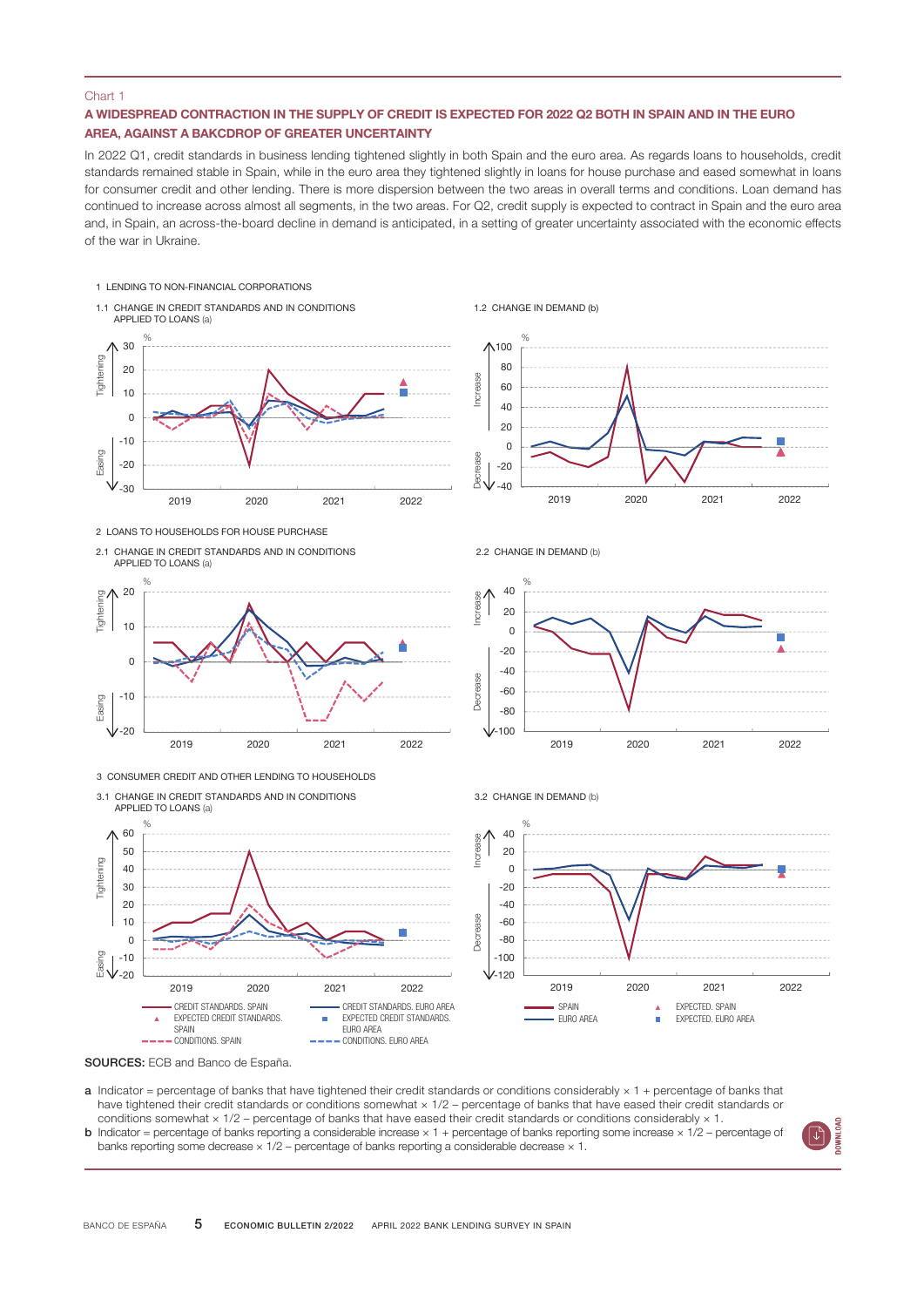Chart 1

### A WIDESPREAD CONTRACTION IN THE SUPPLY OF CREDIT IS EXPECTED FOR 2022 Q2 BOTH IN SPAIN AND IN THE EURO AREA, AGAINST A BAKCDROP OF GREATER UNCERTAINTY

In 2022 Q1, credit standards in business lending tightened slightly in both Spain and the euro area. As regards loans to households, credit standards remained stable in Spain, while in the euro area they tightened slightly in loans for house purchase and eased somewhat in loans for consumer credit and other lending. There is more dispersion between the two areas in overall terms and conditions. Loan demand has continued to increase across almost all segments, in the two areas. For Q2, credit supply is expected to contract in Spain and the euro area and, in Spain, an across-the-board decline in demand is anticipated, in a setting of greater uncertainty associated with the economic effects of the war in Ukraine.

1 LENDING TO NON-FINANCIAL CORPORATIONS

1.1 CHANGE IN CREDIT STANDARDS AND IN CONDITIONS APPLIED TO LOANS (a)

1.2 CHANGE IN DEMAND (b)

2 LOANS TO HOUSEHOLDS FOR HOUSE PURCHASE

2.1 CHANGE IN CREDIT STANDARDS AND IN CONDITIONS APPLIED TO LOANS (a)

2.2 CHANGE IN DEMAND (b)

3 CONSUMER CREDIT AND OTHER LENDING TO HOUSEHOLDS

3.1 CHANGE IN CREDIT STANDARDS AND IN CONDITIONS APPLIED TO LOANS (a)

3.2 CHANGE IN DEMAND (b)

**SOURCES:** ECB and Banco de España.

a Indicator = percentage of banks that have tightened their credit standards or conditions considerably × 1 + percentage of banks that have tightened their credit standards or conditions somewhat × 1/2 – percentage of banks that have eased their credit standards or conditions somewhat × 1/2 – percentage of banks that have eased their credit standards or conditions considerably × 1.

b Indicator = percentage of banks reporting a considerable increase × 1 + percentage of banks reporting some increase × 1/2 – percentage of banks reporting some decrease × 1/2 – percentage of banks reporting a considerable decrease × 1.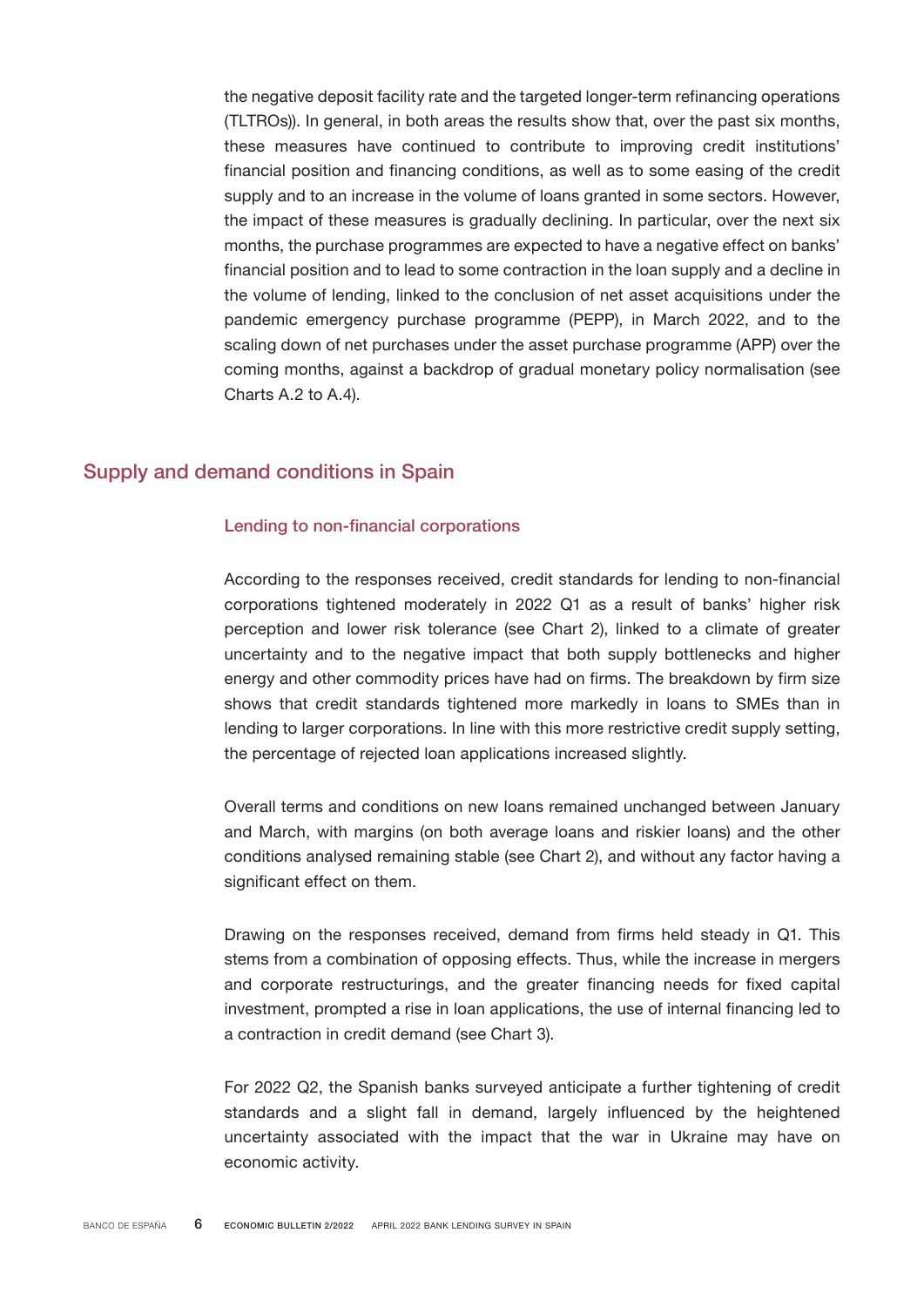the negative deposit facility rate and the targeted longer-term refinancing operations (TLTROs)). In general, in both areas the results show that, over the past six months, these measures have continued to contribute to improving credit institutions' financial position and financing conditions, as well as to some easing of the credit supply and to an increase in the volume of loans granted in some sectors. However, the impact of these measures is gradually declining. In particular, over the next six months, the purchase programmes are expected to have a negative effect on banks' financial position and to lead to some contraction in the loan supply and a decline in the volume of lending, linked to the conclusion of net asset acquisitions under the pandemic emergency purchase programme (PEPP), in March 2022, and to the scaling down of net purchases under the asset purchase programme (APP) over the coming months, against a backdrop of gradual monetary policy normalisation (see Charts A.2 to A.4).

## Supply and demand conditions in Spain

### Lending to non-financial corporations

According to the responses received, credit standards for lending to non-financial corporations tightened moderately in 2022 Q1 as a result of banks' higher risk perception and lower risk tolerance (see Chart 2), linked to a climate of greater uncertainty and to the negative impact that both supply bottlenecks and higher energy and other commodity prices have had on firms. The breakdown by firm size shows that credit standards tightened more markedly in loans to SMEs than in lending to larger corporations. In line with this more restrictive credit supply setting, the percentage of rejected loan applications increased slightly.

Overall terms and conditions on new loans remained unchanged between January and March, with margins (on both average loans and riskier loans) and the other conditions analysed remaining stable (see Chart 2), and without any factor having a significant effect on them.

Drawing on the responses received, demand from firms held steady in Q1. This stems from a combination of opposing effects. Thus, while the increase in mergers and corporate restructurings, and the greater financing needs for fixed capital investment, prompted a rise in loan applications, the use of internal financing led to a contraction in credit demand (see Chart 3).

For 2022 Q2, the Spanish banks surveyed anticipate a further tightening of credit standards and a slight fall in demand, largely influenced by the heightened uncertainty associated with the impact that the war in Ukraine may have on economic activity.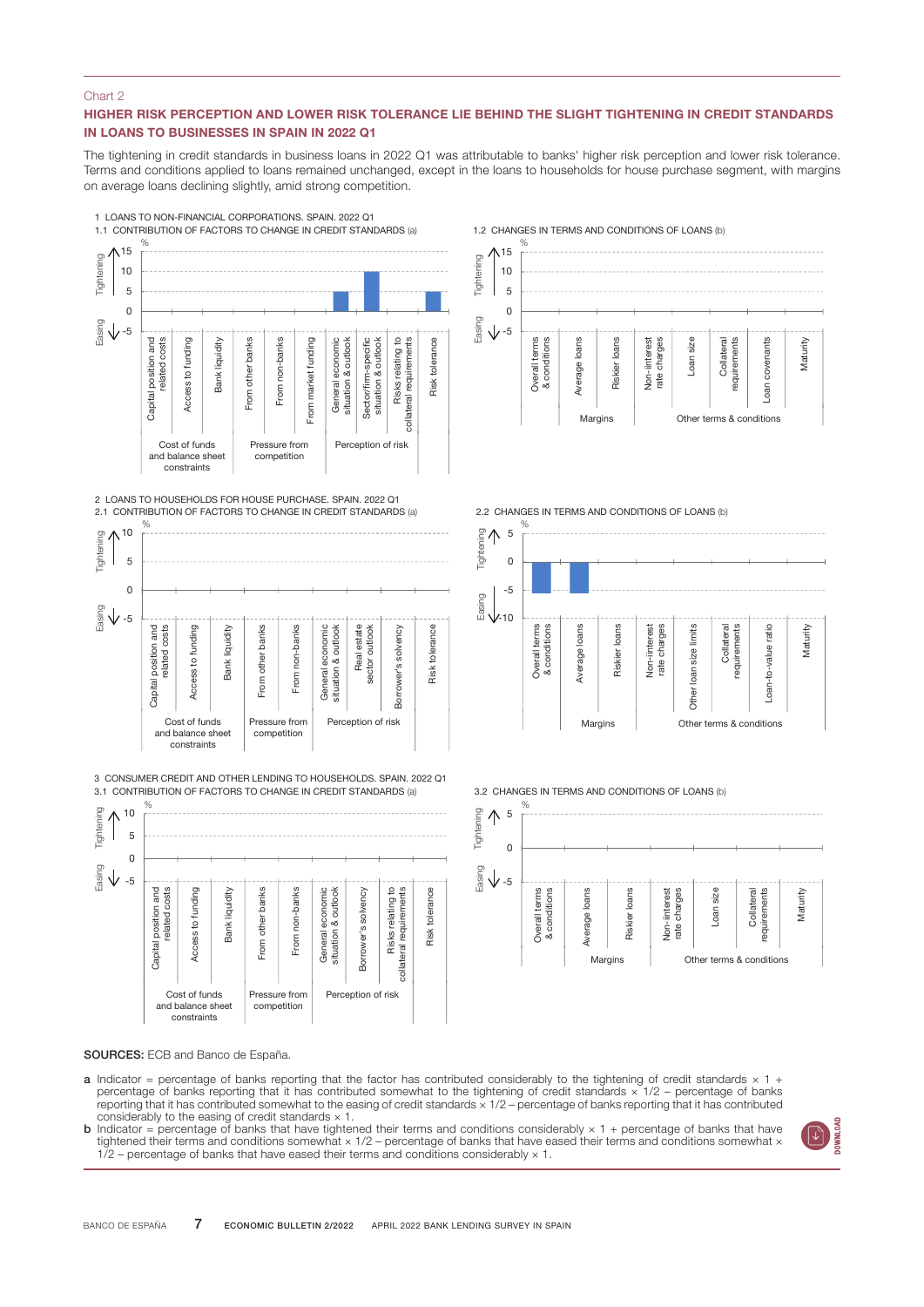Chart 2

## HIGHER RISK PERCEPTION AND LOWER RISK TOLERANCE LIE BEHIND THE SLIGHT TIGHTENING IN CREDIT STANDARDS IN LOANS TO BUSINESSES IN SPAIN IN 2022 Q1

The tightening in credit standards in business loans in 2022 Q1 was attributable to banks' higher risk perception and lower risk tolerance. Terms and conditions applied to loans remained unchanged, except in the loans to households for house purchase segment, with margins on average loans declining slightly, amid strong competition.

1 LOANS TO NON-FINANCIAL CORPORATIONS. SPAIN. 2022 Q1

1.1 CONTRIBUTION OF FACTORS TO CHANGE IN CREDIT STANDARDS (a)

| Group | Factor | % |
|---|---|---|
| Cost of funds and balance sheet constraints | Capital position and related costs | 0 |
| | Access to funding | 0 |
| | Bank liquidity | 0 |
| Pressure from competition | From other banks | 0 |
| | From non-banks | 0 |
| | From market funding | 0 |
| Perception of risk | General economic situation & outlook | 5 |
| | Sector/firm-specific situation & outlook | 10 |
| | Risks relating to collateral requirements | 0 |
| | Risk tolerance | 5 |

1.2 CHANGES IN TERMS AND CONDITIONS OF LOANS (b)

| Group | Item | % |
|---|---|---|
| | Overall terms & conditions | 0 |
| Margins | Average loans | 0 |
| | Riskier loans | 0 |
| Other terms & conditions | Non-interest rate charges | 0 |
| | Loan size | 0 |
| | Collateral requirements | 0 |
| | Loan covenants | 0 |
| | Maturity | 0 |

2 LOANS TO HOUSEHOLDS FOR HOUSE PURCHASE. SPAIN. 2022 Q1

2.1 CONTRIBUTION OF FACTORS TO CHANGE IN CREDIT STANDARDS (a)

| Group | Factor | % |
|---|---|---|
| Cost of funds and balance sheet constraints | Capital position and related costs | 0 |
| | Access to funding | 0 |
| | Bank liquidity | 0 |
| Pressure from competition | From other banks | 0 |
| | From non-banks | 0 |
| Perception of risk | General economic situation & outlook | 0 |
| | Real estate sector outlook | 0 |
| | Borrower's solvency | 0 |
| | Risk tolerance | 0 |

2.2 CHANGES IN TERMS AND CONDITIONS OF LOANS (b)

| Group | Item | % |
|---|---|---|
| | Overall terms & conditions | -5 |
| Margins | Average loans | -5 |
| | Riskier loans | 0 |
| Other terms & conditions | Non-interest rate charges | 0 |
| | Other loan size limits | 0 |
| | Collateral requirements | 0 |
| | Loan-to-value ratio | 0 |
| | Maturity | 0 |

3 CONSUMER CREDIT AND OTHER LENDING TO HOUSEHOLDS. SPAIN. 2022 Q1

3.1 CONTRIBUTION OF FACTORS TO CHANGE IN CREDIT STANDARDS (a)

| Group | Factor | % |
|---|---|---|
| Cost of funds and balance sheet constraints | Capital position and related costs | 0 |
| | Access to funding | 0 |
| | Bank liquidity | 0 |
| Pressure from competition | From other banks | 0 |
| | From non-banks | 0 |
| Perception of risk | General economic situation & outlook | 0 |
| | Borrower's solvency | 0 |
| | Risks relating to collateral requirements | 0 |
| | Risk tolerance | 0 |

3.2 CHANGES IN TERMS AND CONDITIONS OF LOANS (b)

| Group | Item | % |
|---|---|---|
| | Overall terms & conditions | 0 |
| Margins | Average loans | 0 |
| | Riskier loans | 0 |
| Other terms & conditions | Non-interest rate charges | 0 |
| | Loan size | 0 |
| | Collateral requirements | 0 |
| | Maturity | 0 |

Positive values: Tightening; negative values: Easing.

**SOURCES:** ECB and Banco de España.

**a** Indicator = percentage of banks reporting that the factor has contributed considerably to the tightening of credit standards × 1 + percentage of banks reporting that it has contributed somewhat to the tightening of credit standards × 1/2 – percentage of banks reporting that it has contributed somewhat to the easing of credit standards × 1/2 – percentage of banks reporting that it has contributed considerably to the easing of credit standards × 1.

**b** Indicator = percentage of banks that have tightened their terms and conditions considerably × 1 + percentage of banks that have tightened their terms and conditions somewhat × 1/2 – percentage of banks that have eased their terms and conditions somewhat × 1/2 – percentage of banks that have eased their terms and conditions considerably × 1.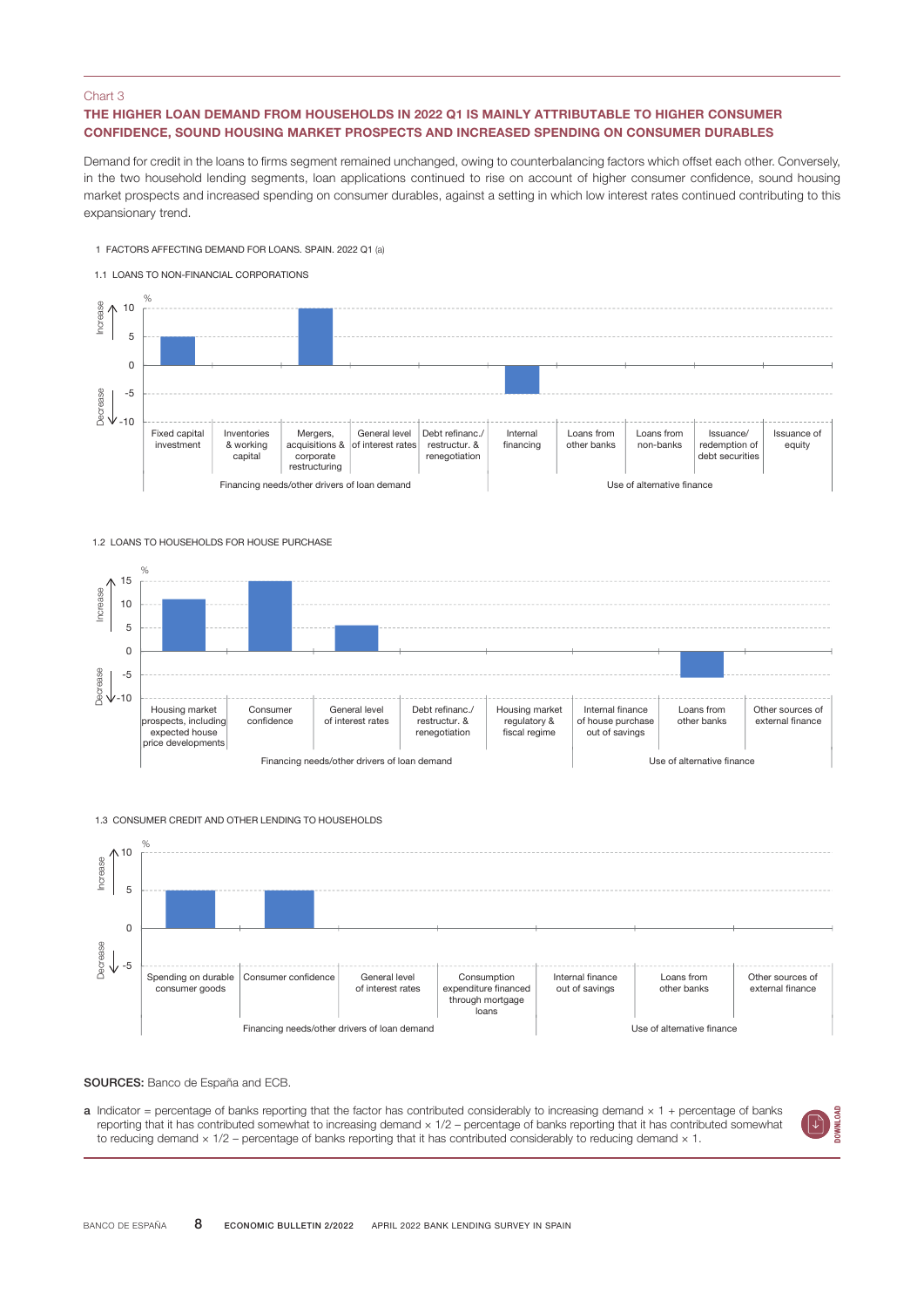Chart 3

### THE HIGHER LOAN DEMAND FROM HOUSEHOLDS IN 2022 Q1 IS MAINLY ATTRIBUTABLE TO HIGHER CONSUMER CONFIDENCE, SOUND HOUSING MARKET PROSPECTS AND INCREASED SPENDING ON CONSUMER DURABLES

Demand for credit in the loans to firms segment remained unchanged, owing to counterbalancing factors which offset each other. Conversely, in the two household lending segments, loan applications continued to rise on account of higher consumer confidence, sound housing market prospects and increased spending on consumer durables, against a setting in which low interest rates continued contributing to this expansionary trend.

1 FACTORS AFFECTING DEMAND FOR LOANS. SPAIN. 2022 Q1 (a)

1.1 LOANS TO NON-FINANCIAL CORPORATIONS

| | Fixed capital investment | Inventories & working capital | Mergers, acquisitions & corporate restructuring | General level of interest rates | Debt refinanc./ restructur. & renegotiation | Internal financing | Loans from other banks | Loans from non-banks | Issuance/ redemption of debt securities | Issuance of equity |
|---|---|---|---|---|---|---|---|---|---|---|
| | Financing needs/other drivers of loan demand | | | | | Use of alternative finance | | | | |
| % | 5 | 0 | 10 | 0 | 0 | -5 | 0 | 0 | 0 | 0 |

1.2 LOANS TO HOUSEHOLDS FOR HOUSE PURCHASE

| | Housing market prospects, including expected house price developments | Consumer confidence | General level of interest rates | Debt refinanc./ restructur. & renegotiation | Housing market regulatory & fiscal regime | Internal finance of house purchase out of savings | Loans from other banks | Other sources of external finance |
|---|---|---|---|---|---|---|---|---|
| | Financing needs/other drivers of loan demand | | | | | Use of alternative finance | | |
| % | 11 | 15 | 5.5 | 0 | 0 | 0 | -5.5 | 0 |

1.3 CONSUMER CREDIT AND OTHER LENDING TO HOUSEHOLDS

| | Spending on durable consumer goods | Consumer confidence | General level of interest rates | Consumption expenditure financed through mortgage loans | Internal finance out of savings | Loans from other banks | Other sources of external finance |
|---|---|---|---|---|---|---|---|
| | Financing needs/other drivers of loan demand | | | | Use of alternative finance | | |
| % | 5 | 5 | 0 | 0 | 0 | 0 | 0 |

**SOURCES:** Banco de España and ECB.

**a** Indicator = percentage of banks reporting that the factor has contributed considerably to increasing demand × 1 + percentage of banks reporting that it has contributed somewhat to increasing demand × 1/2 – percentage of banks reporting that it has contributed somewhat to reducing demand × 1/2 – percentage of banks reporting that it has contributed considerably to reducing demand × 1.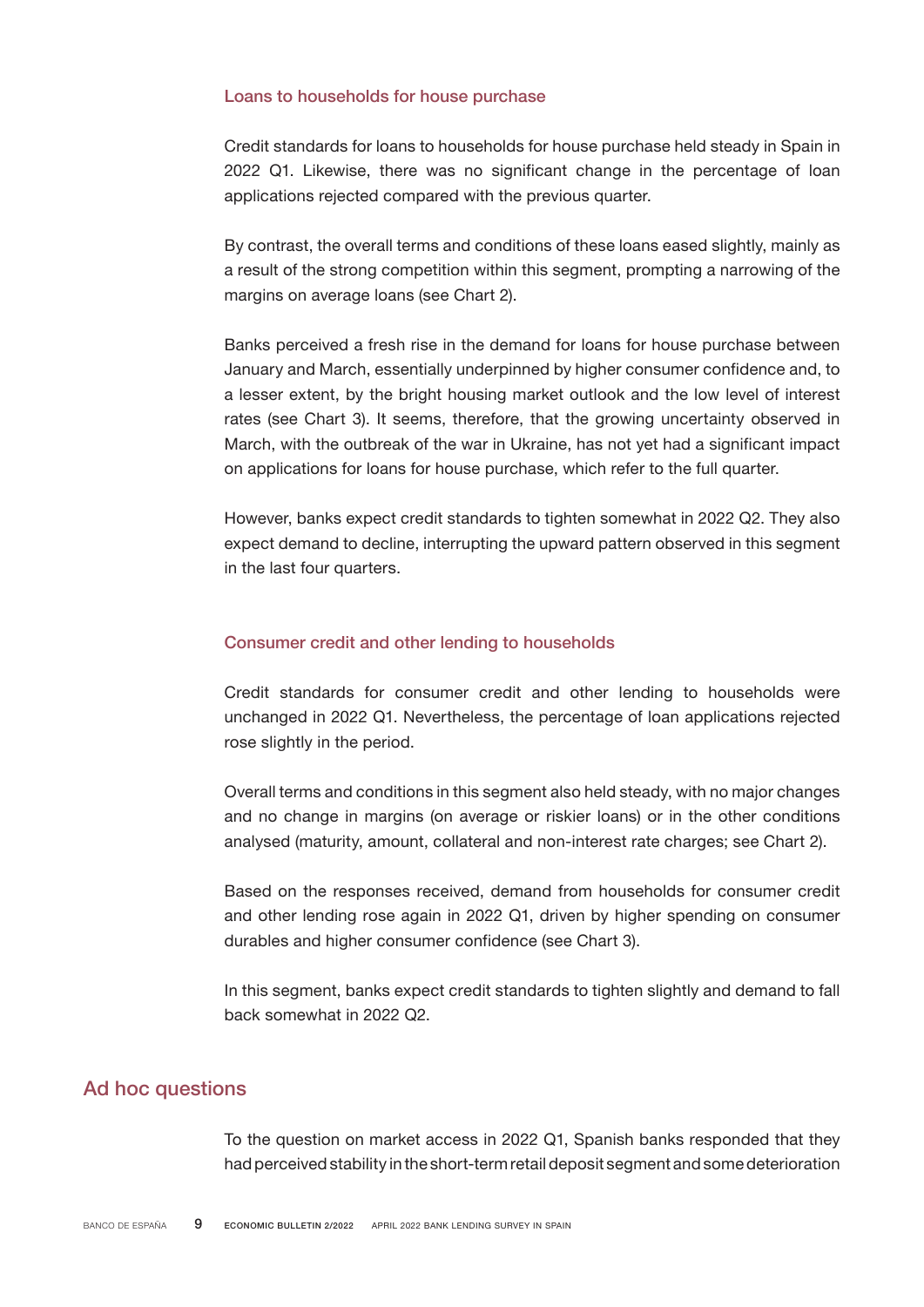### Loans to households for house purchase

Credit standards for loans to households for house purchase held steady in Spain in 2022 Q1. Likewise, there was no significant change in the percentage of loan applications rejected compared with the previous quarter.

By contrast, the overall terms and conditions of these loans eased slightly, mainly as a result of the strong competition within this segment, prompting a narrowing of the margins on average loans (see Chart 2).

Banks perceived a fresh rise in the demand for loans for house purchase between January and March, essentially underpinned by higher consumer confidence and, to a lesser extent, by the bright housing market outlook and the low level of interest rates (see Chart 3). It seems, therefore, that the growing uncertainty observed in March, with the outbreak of the war in Ukraine, has not yet had a significant impact on applications for loans for house purchase, which refer to the full quarter.

However, banks expect credit standards to tighten somewhat in 2022 Q2. They also expect demand to decline, interrupting the upward pattern observed in this segment in the last four quarters.

### Consumer credit and other lending to households

Credit standards for consumer credit and other lending to households were unchanged in 2022 Q1. Nevertheless, the percentage of loan applications rejected rose slightly in the period.

Overall terms and conditions in this segment also held steady, with no major changes and no change in margins (on average or riskier loans) or in the other conditions analysed (maturity, amount, collateral and non-interest rate charges; see Chart 2).

Based on the responses received, demand from households for consumer credit and other lending rose again in 2022 Q1, driven by higher spending on consumer durables and higher consumer confidence (see Chart 3).

In this segment, banks expect credit standards to tighten slightly and demand to fall back somewhat in 2022 Q2.

## Ad hoc questions

To the question on market access in 2022 Q1, Spanish banks responded that they had perceived stability in the short-term retail deposit segment and some deterioration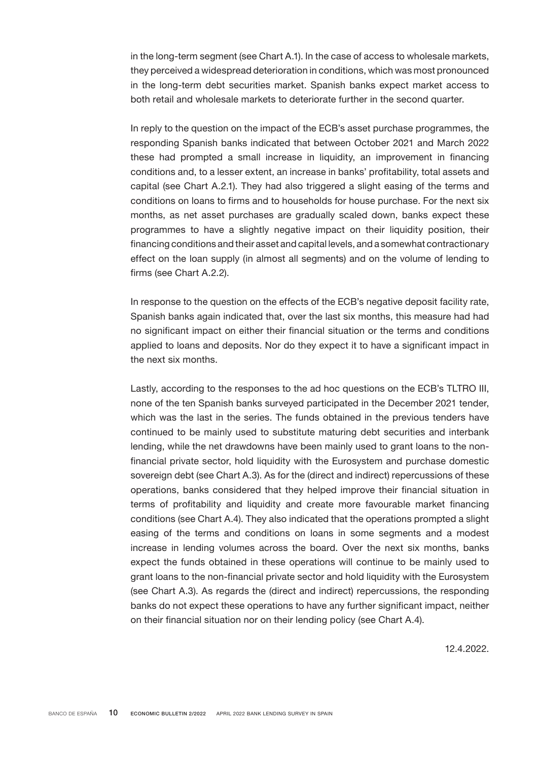in the long-term segment (see Chart A.1). In the case of access to wholesale markets, they perceived a widespread deterioration in conditions, which was most pronounced in the long-term debt securities market. Spanish banks expect market access to both retail and wholesale markets to deteriorate further in the second quarter.

In reply to the question on the impact of the ECB's asset purchase programmes, the responding Spanish banks indicated that between October 2021 and March 2022 these had prompted a small increase in liquidity, an improvement in financing conditions and, to a lesser extent, an increase in banks' profitability, total assets and capital (see Chart A.2.1). They had also triggered a slight easing of the terms and conditions on loans to firms and to households for house purchase. For the next six months, as net asset purchases are gradually scaled down, banks expect these programmes to have a slightly negative impact on their liquidity position, their financing conditions and their asset and capital levels, and a somewhat contractionary effect on the loan supply (in almost all segments) and on the volume of lending to firms (see Chart A.2.2).

In response to the question on the effects of the ECB's negative deposit facility rate, Spanish banks again indicated that, over the last six months, this measure had had no significant impact on either their financial situation or the terms and conditions applied to loans and deposits. Nor do they expect it to have a significant impact in the next six months.

Lastly, according to the responses to the ad hoc questions on the ECB's TLTRO III, none of the ten Spanish banks surveyed participated in the December 2021 tender, which was the last in the series. The funds obtained in the previous tenders have continued to be mainly used to substitute maturing debt securities and interbank lending, while the net drawdowns have been mainly used to grant loans to the non-financial private sector, hold liquidity with the Eurosystem and purchase domestic sovereign debt (see Chart A.3). As for the (direct and indirect) repercussions of these operations, banks considered that they helped improve their financial situation in terms of profitability and liquidity and create more favourable market financing conditions (see Chart A.4). They also indicated that the operations prompted a slight easing of the terms and conditions on loans in some segments and a modest increase in lending volumes across the board. Over the next six months, banks expect the funds obtained in these operations will continue to be mainly used to grant loans to the non-financial private sector and hold liquidity with the Eurosystem (see Chart A.3). As regards the (direct and indirect) repercussions, the responding banks do not expect these operations to have any further significant impact, neither on their financial situation nor on their lending policy (see Chart A.4).

12.4.2022.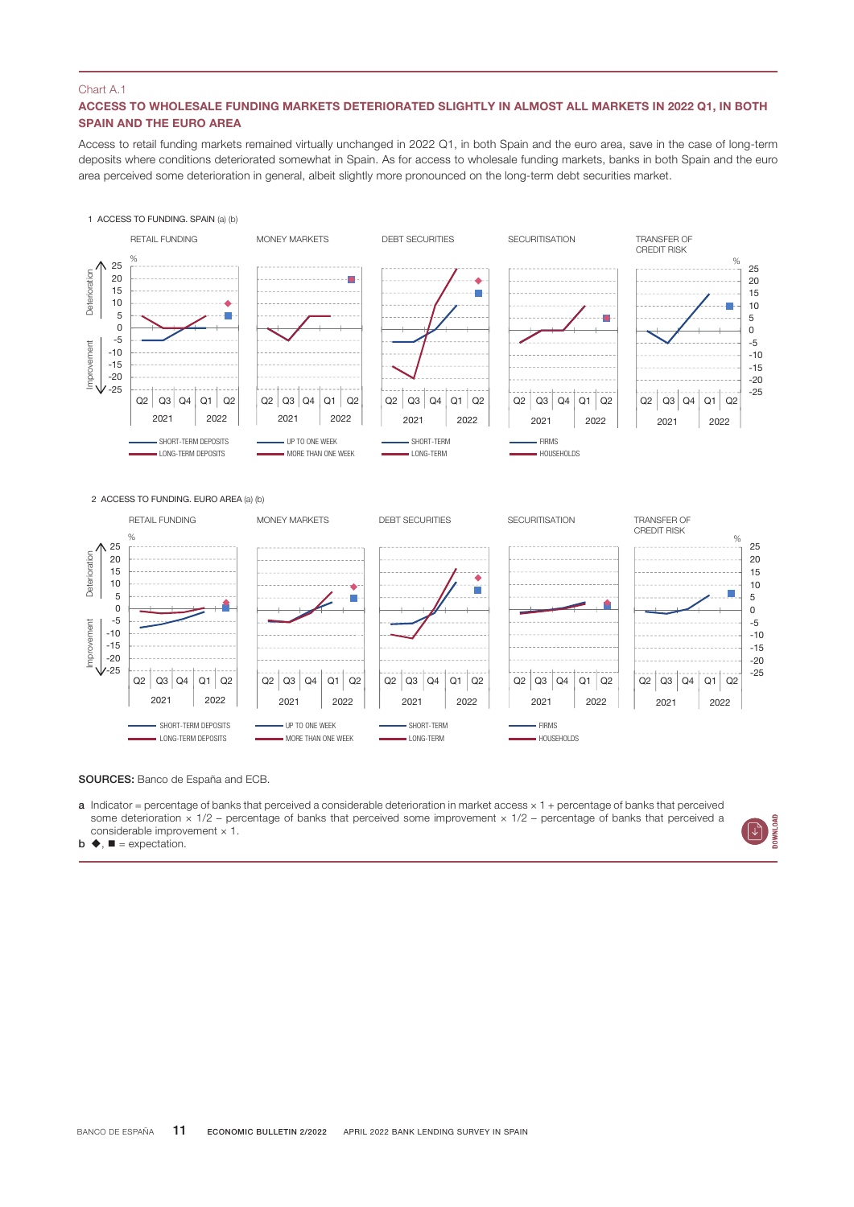Chart A.1

## ACCESS TO WHOLESALE FUNDING MARKETS DETERIORATED SLIGHTLY IN ALMOST ALL MARKETS IN 2022 Q1, IN BOTH SPAIN AND THE EURO AREA

Access to retail funding markets remained virtually unchanged in 2022 Q1, in both Spain and the euro area, save in the case of long-term deposits where conditions deteriorated somewhat in Spain. As for access to wholesale funding markets, banks in both Spain and the euro area perceived some deterioration in general, albeit slightly more pronounced on the long-term debt securities market.

1 ACCESS TO FUNDING. SPAIN (a) (b)

RETAIL FUNDING | MONEY MARKETS | DEBT SECURITIES | SECURITISATION | TRANSFER OF CREDIT RISK

Deterioration / Improvement

%

Q2 Q3 Q4 Q1 Q2
2021 2022

SHORT-TERM DEPOSITS / LONG-TERM DEPOSITS
UP TO ONE WEEK / MORE THAN ONE WEEK
SHORT-TERM / LONG-TERM
FIRMS / HOUSEHOLDS

2 ACCESS TO FUNDING. EURO AREA (a) (b)

RETAIL FUNDING | MONEY MARKETS | DEBT SECURITIES | SECURITISATION | TRANSFER OF CREDIT RISK

Deterioration / Improvement

%

Q2 Q3 Q4 Q1 Q2
2021 2022

SHORT-TERM DEPOSITS / LONG-TERM DEPOSITS
UP TO ONE WEEK / MORE THAN ONE WEEK
SHORT-TERM / LONG-TERM
FIRMS / HOUSEHOLDS

**SOURCES:** Banco de España and ECB.

**a** Indicator = percentage of banks that perceived a considerable deterioration in market access × 1 + percentage of banks that perceived some deterioration × 1/2 – percentage of banks that perceived some improvement × 1/2 – percentage of banks that perceived a considerable improvement × 1.

**b** ◆, ■ = expectation.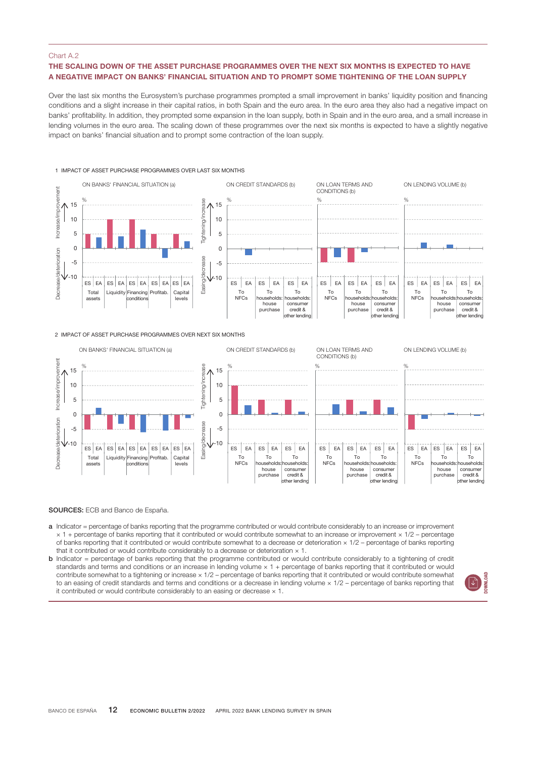Chart A.2

## THE SCALING DOWN OF THE ASSET PURCHASE PROGRAMMES OVER THE NEXT SIX MONTHS IS EXPECTED TO HAVE A NEGATIVE IMPACT ON BANKS' FINANCIAL SITUATION AND TO PROMPT SOME TIGHTENING OF THE LOAN SUPPLY

Over the last six months the Eurosystem's purchase programmes prompted a small improvement in banks' liquidity position and financing conditions and a slight increase in their capital ratios, in both Spain and the euro area. In the euro area they also had a negative impact on banks' profitability. In addition, they prompted some expansion in the loan supply, both in Spain and in the euro area, and a small increase in lending volumes in the euro area. The scaling down of these programmes over the next six months is expected to have a slightly negative impact on banks' financial situation and to prompt some contraction of the loan supply.

1 IMPACT OF ASSET PURCHASE PROGRAMMES OVER LAST SIX MONTHS

ON BANKS' FINANCIAL SITUATION (a) | ON CREDIT STANDARDS (b) | ON LOAN TERMS AND CONDITIONS (b) | ON LENDING VOLUME (b)

2 IMPACT OF ASSET PURCHASE PROGRAMMES OVER NEXT SIX MONTHS

ON BANKS' FINANCIAL SITUATION (a) | ON CREDIT STANDARDS (b) | ON LOAN TERMS AND CONDITIONS (b) | ON LENDING VOLUME (b)

**SOURCES:** ECB and Banco de España.

**a** Indicator = percentage of banks reporting that the programme contributed or would contribute considerably to an increase or improvement × 1 + percentage of banks reporting that it contributed or would contribute somewhat to an increase or improvement × 1/2 – percentage of banks reporting that it contributed or would contribute somewhat to a decrease or deterioration × 1/2 – percentage of banks reporting that it contributed or would contribute considerably to a decrease or deterioration × 1.

**b** Indicator = percentage of banks reporting that the programme contributed or would contribute considerably to a tightening of credit standards and terms and conditions or an increase in lending volume × 1 + percentage of banks reporting that it contributed or would contribute somewhat to a tightening or increase × 1/2 – percentage of banks reporting that it contributed or would contribute somewhat to an easing of credit standards and terms and conditions or a decrease in lending volume × 1/2 – percentage of banks reporting that it contributed or would contribute considerably to an easing or decrease × 1.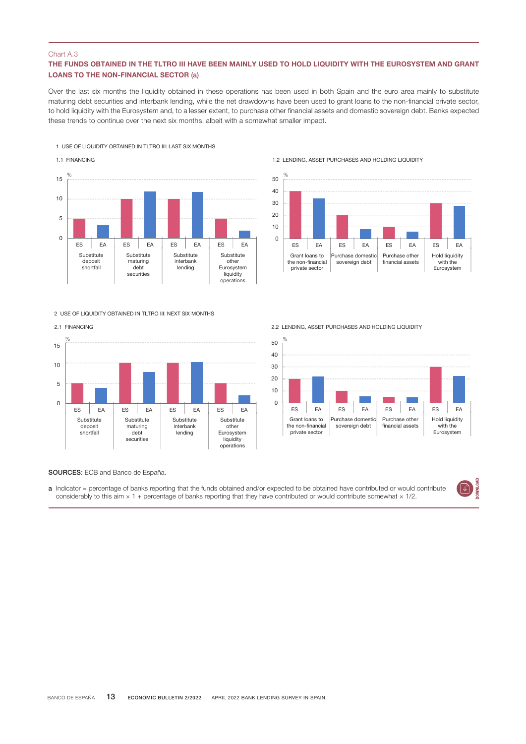Chart A.3

**THE FUNDS OBTAINED IN THE TLTRO III HAVE BEEN MAINLY USED TO HOLD LIQUIDITY WITH THE EUROSYSTEM AND GRANT LOANS TO THE NON-FINANCIAL SECTOR (a)**

Over the last six months the liquidity obtained in these operations has been used in both Spain and the euro area mainly to substitute maturing debt securities and interbank lending, while the net drawdowns have been used to grant loans to the non-financial private sector, to hold liquidity with the Eurosystem and, to a lesser extent, to purchase other financial assets and domestic sovereign debt. Banks expected these trends to continue over the next six months, albeit with a somewhat smaller impact.

1 USE OF LIQUIDITY OBTAINED IN TLTRO III: LAST SIX MONTHS

1.1 FINANCING

1.2 LENDING, ASSET PURCHASES AND HOLDING LIQUIDITY

2 USE OF LIQUIDITY OBTAINED IN TLTRO III: NEXT SIX MONTHS

2.1 FINANCING

2.2 LENDING, ASSET PURCHASES AND HOLDING LIQUIDITY

**SOURCES:** ECB and Banco de España.

**a** Indicator = percentage of banks reporting that the funds obtained and/or expected to be obtained have contributed or would contribute considerably to this aim × 1 + percentage of banks reporting that they have contributed or would contribute somewhat × 1/2.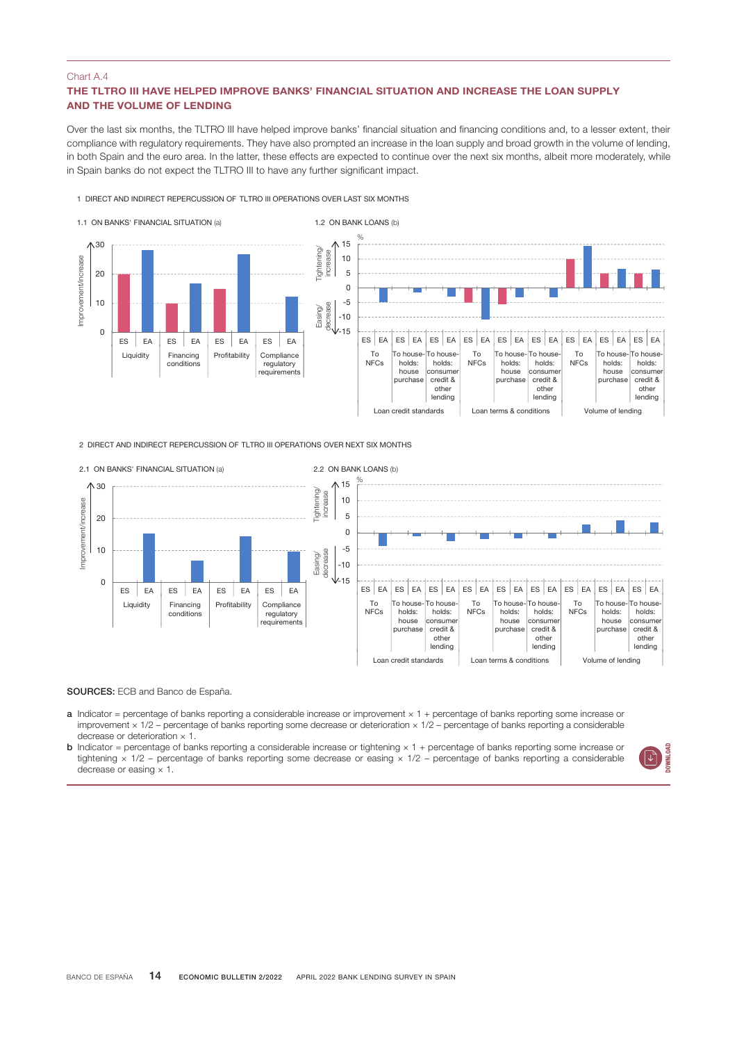Chart A.4

## THE TLTRO III HAVE HELPED IMPROVE BANKS' FINANCIAL SITUATION AND INCREASE THE LOAN SUPPLY AND THE VOLUME OF LENDING

Over the last six months, the TLTRO III have helped improve banks' financial situation and financing conditions and, to a lesser extent, their compliance with regulatory requirements. They have also prompted an increase in the loan supply and broad growth in the volume of lending, in both Spain and the euro area. In the latter, these effects are expected to continue over the next six months, albeit more moderately, while in Spain banks do not expect the TLTRO III to have any further significant impact.

1 DIRECT AND INDIRECT REPERCUSSION OF TLTRO III OPERATIONS OVER LAST SIX MONTHS

1.1 ON BANKS' FINANCIAL SITUATION (a)

Improvement/increase

30
20
10
0

ES EA ES EA ES EA ES EA

Liquidity | Financing conditions | Profitability | Compliance regulatory requirements

1.2 ON BANK LOANS (b)

%

Tightening/increase
Easing/decrease

15
10
5
0
-5
-10
-15

ES EA ES EA ES EA ES EA ES EA ES EA ES EA ES EA ES EA

To NFCs | To households: house purchase | To households: consumer credit & other lending | To NFCs | To households: house purchase | To households: consumer credit & other lending | To NFCs | To households: house purchase | To households: consumer credit & other lending

Loan credit standards | Loan terms & conditions | Volume of lending

2 DIRECT AND INDIRECT REPERCUSSION OF TLTRO III OPERATIONS OVER NEXT SIX MONTHS

2.1 ON BANKS' FINANCIAL SITUATION (a)

Improvement/increase

30
20
10
0

ES EA ES EA ES EA ES EA

Liquidity | Financing conditions | Profitability | Compliance regulatory requirements

2.2 ON BANK LOANS (b)

%

Tightening/increase
Easing/decrease

15
10
5
0
-5
-10
-15

ES EA ES EA ES EA ES EA ES EA ES EA ES EA ES EA ES EA

To NFCs | To households: house purchase | To households: consumer credit & other lending | To NFCs | To households: house purchase | To households: consumer credit & other lending | To NFCs | To households: house purchase | To households: consumer credit & other lending

Loan credit standards | Loan terms & conditions | Volume of lending

**SOURCES:** ECB and Banco de España.

**a** Indicator = percentage of banks reporting a considerable increase or improvement × 1 + percentage of banks reporting some increase or improvement × 1/2 – percentage of banks reporting some decrease or deterioration × 1/2 – percentage of banks reporting a considerable decrease or deterioration × 1.

**b** Indicator = percentage of banks reporting a considerable increase or tightening × 1 + percentage of banks reporting some increase or tightening × 1/2 – percentage of banks reporting some decrease or easing × 1/2 – percentage of banks reporting a considerable decrease or easing × 1.